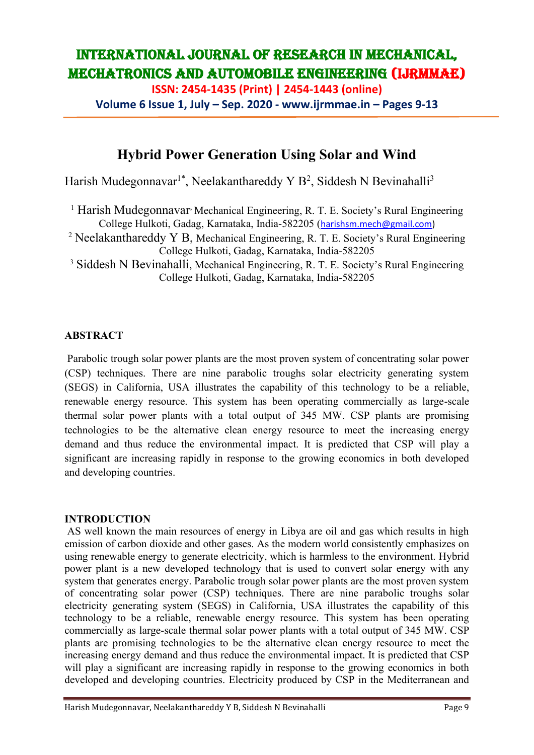# Hybrid Power Generation Using Solar and Wind

Harish Mudegonnavar[1*], Neelakanthareddy Y B[2], Siddesh N Bevinahalli[3]

[1] Harish Mudegonnavar, Mechanical Engineering, R. T. E. Society's Rural Engineering College Hulkoti, Gadag, Karnataka, India-582205 (harishsm.mech@gmail.com)

[2] Neelakanthareddy Y B, Mechanical Engineering, R. T. E. Society's Rural Engineering College Hulkoti, Gadag, Karnataka, India-582205

[3] Siddesh N Bevinahalli, Mechanical Engineering, R. T. E. Society's Rural Engineering College Hulkoti, Gadag, Karnataka, India-582205

## ABSTRACT

Parabolic trough solar power plants are the most proven system of concentrating solar power (CSP) techniques. There are nine parabolic troughs solar electricity generating system (SEGS) in California, USA illustrates the capability of this technology to be a reliable, renewable energy resource. This system has been operating commercially as large-scale thermal solar power plants with a total output of 345 MW. CSP plants are promising technologies to be the alternative clean energy resource to meet the increasing energy demand and thus reduce the environmental impact. It is predicted that CSP will play a significant are increasing rapidly in response to the growing economics in both developed and developing countries.

## INTRODUCTION

AS well known the main resources of energy in Libya are oil and gas which results in high emission of carbon dioxide and other gases. As the modern world consistently emphasizes on using renewable energy to generate electricity, which is harmless to the environment. Hybrid power plant is a new developed technology that is used to convert solar energy with any system that generates energy. Parabolic trough solar power plants are the most proven system of concentrating solar power (CSP) techniques. There are nine parabolic troughs solar electricity generating system (SEGS) in California, USA illustrates the capability of this technology to be a reliable, renewable energy resource. This system has been operating commercially as large-scale thermal solar power plants with a total output of 345 MW. CSP plants are promising technologies to be the alternative clean energy resource to meet the increasing energy demand and thus reduce the environmental impact. It is predicted that CSP will play a significant are increasing rapidly in response to the growing economics in both developed and developing countries. Electricity produced by CSP in the Mediterranean and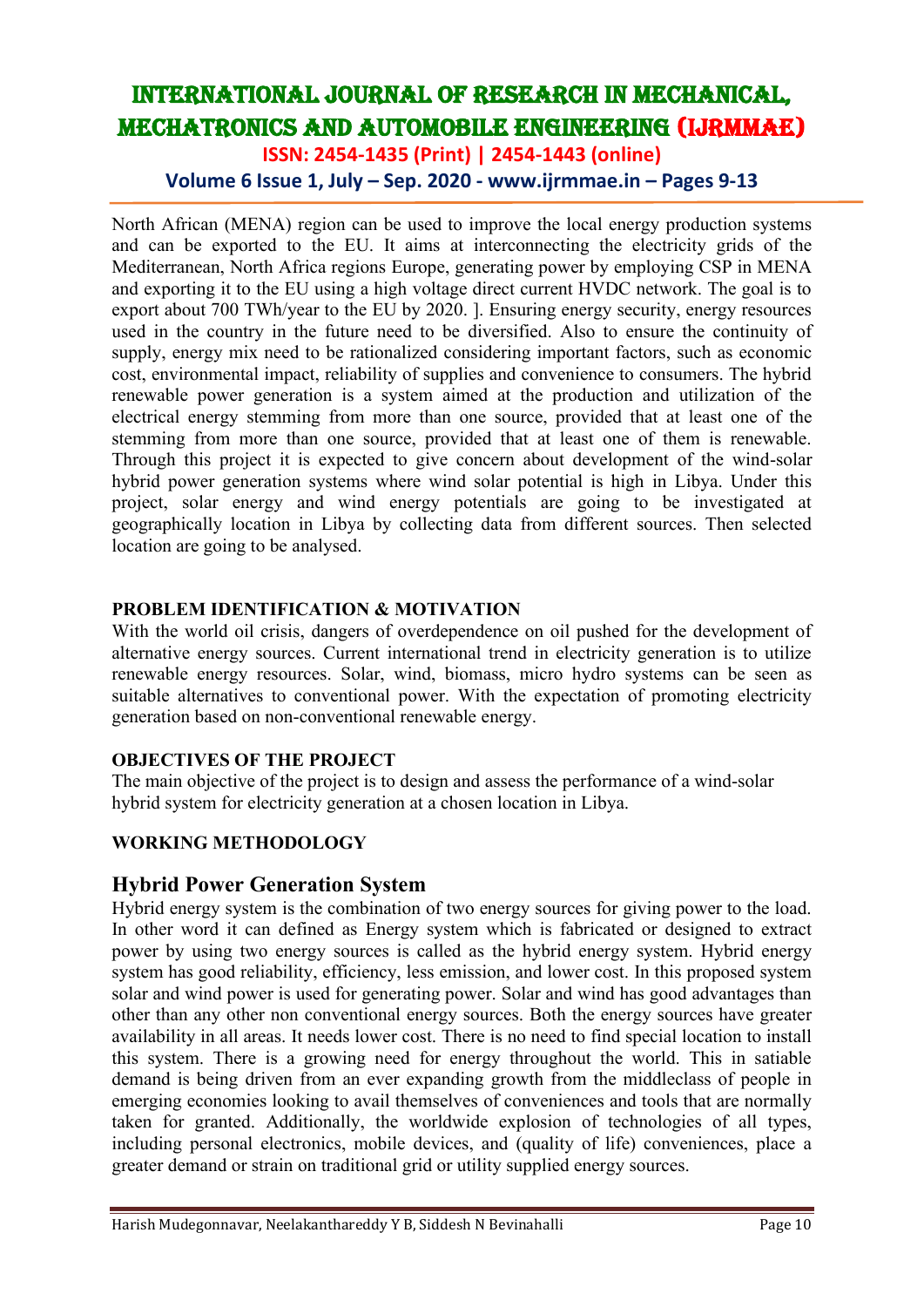North African (MENA) region can be used to improve the local energy production systems and can be exported to the EU. It aims at interconnecting the electricity grids of the Mediterranean, North Africa regions Europe, generating power by employing CSP in MENA and exporting it to the EU using a high voltage direct current HVDC network. The goal is to export about 700 TWh/year to the EU by 2020. ]. Ensuring energy security, energy resources used in the country in the future need to be diversified. Also to ensure the continuity of supply, energy mix need to be rationalized considering important factors, such as economic cost, environmental impact, reliability of supplies and convenience to consumers. The hybrid renewable power generation is a system aimed at the production and utilization of the electrical energy stemming from more than one source, provided that at least one of the stemming from more than one source, provided that at least one of them is renewable. Through this project it is expected to give concern about development of the wind-solar hybrid power generation systems where wind solar potential is high in Libya. Under this project, solar energy and wind energy potentials are going to be investigated at geographically location in Libya by collecting data from different sources. Then selected location are going to be analysed.

## PROBLEM IDENTIFICATION & MOTIVATION

With the world oil crisis, dangers of overdependence on oil pushed for the development of alternative energy sources. Current international trend in electricity generation is to utilize renewable energy resources. Solar, wind, biomass, micro hydro systems can be seen as suitable alternatives to conventional power. With the expectation of promoting electricity generation based on non-conventional renewable energy.

## OBJECTIVES OF THE PROJECT

The main objective of the project is to design and assess the performance of a wind-solar hybrid system for electricity generation at a chosen location in Libya.

## WORKING METHODOLOGY

### Hybrid Power Generation System

Hybrid energy system is the combination of two energy sources for giving power to the load. In other word it can defined as Energy system which is fabricated or designed to extract power by using two energy sources is called as the hybrid energy system. Hybrid energy system has good reliability, efficiency, less emission, and lower cost. In this proposed system solar and wind power is used for generating power. Solar and wind has good advantages than other than any other non conventional energy sources. Both the energy sources have greater availability in all areas. It needs lower cost. There is no need to find special location to install this system. There is a growing need for energy throughout the world. This in satiable demand is being driven from an ever expanding growth from the middleclass of people in emerging economies looking to avail themselves of conveniences and tools that are normally taken for granted. Additionally, the worldwide explosion of technologies of all types, including personal electronics, mobile devices, and (quality of life) conveniences, place a greater demand or strain on traditional grid or utility supplied energy sources.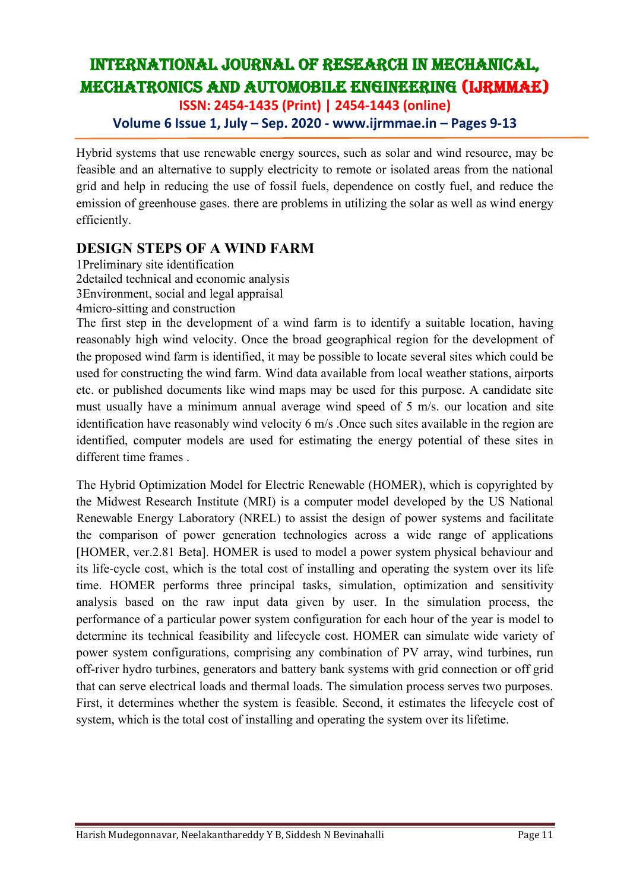Hybrid systems that use renewable energy sources, such as solar and wind resource, may be feasible and an alternative to supply electricity to remote or isolated areas from the national grid and help in reducing the use of fossil fuels, dependence on costly fuel, and reduce the emission of greenhouse gases. there are problems in utilizing the solar as well as wind energy efficiently.

## DESIGN STEPS OF A WIND FARM

1Preliminary site identification
2detailed technical and economic analysis
3Environment, social and legal appraisal
4micro-sitting and construction

The first step in the development of a wind farm is to identify a suitable location, having reasonably high wind velocity. Once the broad geographical region for the development of the proposed wind farm is identified, it may be possible to locate several sites which could be used for constructing the wind farm. Wind data available from local weather stations, airports etc. or published documents like wind maps may be used for this purpose. A candidate site must usually have a minimum annual average wind speed of 5 m/s. our location and site identification have reasonably wind velocity 6 m/s .Once such sites available in the region are identified, computer models are used for estimating the energy potential of these sites in different time frames .

The Hybrid Optimization Model for Electric Renewable (HOMER), which is copyrighted by the Midwest Research Institute (MRI) is a computer model developed by the US National Renewable Energy Laboratory (NREL) to assist the design of power systems and facilitate the comparison of power generation technologies across a wide range of applications [HOMER, ver.2.81 Beta]. HOMER is used to model a power system physical behaviour and its life-cycle cost, which is the total cost of installing and operating the system over its life time. HOMER performs three principal tasks, simulation, optimization and sensitivity analysis based on the raw input data given by user. In the simulation process, the performance of a particular power system configuration for each hour of the year is model to determine its technical feasibility and lifecycle cost. HOMER can simulate wide variety of power system configurations, comprising any combination of PV array, wind turbines, run off-river hydro turbines, generators and battery bank systems with grid connection or off grid that can serve electrical loads and thermal loads. The simulation process serves two purposes. First, it determines whether the system is feasible. Second, it estimates the lifecycle cost of system, which is the total cost of installing and operating the system over its lifetime.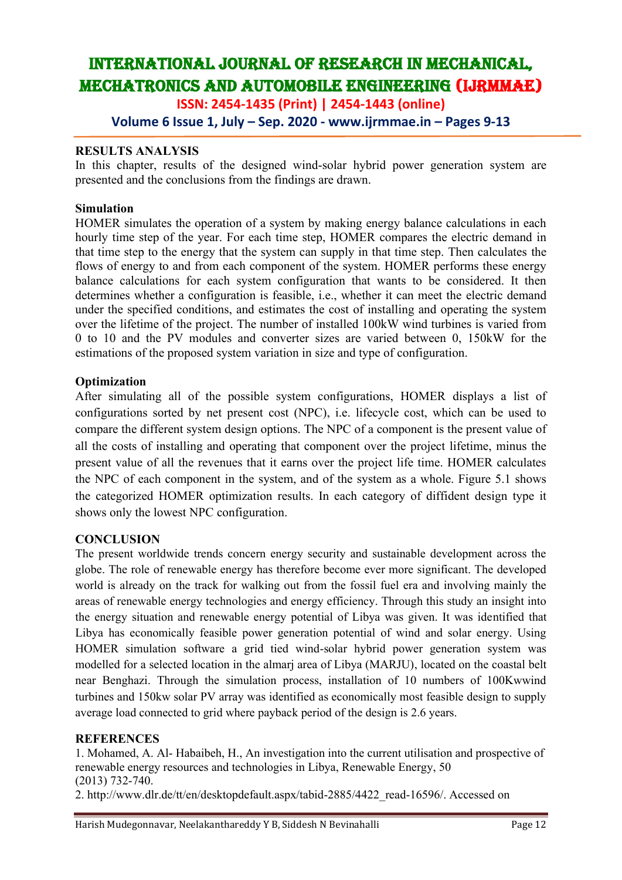## RESULTS ANALYSIS

In this chapter, results of the designed wind-solar hybrid power generation system are presented and the conclusions from the findings are drawn.

### Simulation

HOMER simulates the operation of a system by making energy balance calculations in each hourly time step of the year. For each time step, HOMER compares the electric demand in that time step to the energy that the system can supply in that time step. Then calculates the flows of energy to and from each component of the system. HOMER performs these energy balance calculations for each system configuration that wants to be considered. It then determines whether a configuration is feasible, i.e., whether it can meet the electric demand under the specified conditions, and estimates the cost of installing and operating the system over the lifetime of the project. The number of installed 100kW wind turbines is varied from 0 to 10 and the PV modules and converter sizes are varied between 0, 150kW for the estimations of the proposed system variation in size and type of configuration.

### Optimization

After simulating all of the possible system configurations, HOMER displays a list of configurations sorted by net present cost (NPC), i.e. lifecycle cost, which can be used to compare the different system design options. The NPC of a component is the present value of all the costs of installing and operating that component over the project lifetime, minus the present value of all the revenues that it earns over the project life time. HOMER calculates the NPC of each component in the system, and of the system as a whole. Figure 5.1 shows the categorized HOMER optimization results. In each category of diffident design type it shows only the lowest NPC configuration.

## CONCLUSION

The present worldwide trends concern energy security and sustainable development across the globe. The role of renewable energy has therefore become ever more significant. The developed world is already on the track for walking out from the fossil fuel era and involving mainly the areas of renewable energy technologies and energy efficiency. Through this study an insight into the energy situation and renewable energy potential of Libya was given. It was identified that Libya has economically feasible power generation potential of wind and solar energy. Using HOMER simulation software a grid tied wind-solar hybrid power generation system was modelled for a selected location in the almarj area of Libya (MARJU), located on the coastal belt near Benghazi. Through the simulation process, installation of 10 numbers of 100Kwwind turbines and 150kw solar PV array was identified as economically most feasible design to supply average load connected to grid where payback period of the design is 2.6 years.

## REFERENCES

1. Mohamed, A. Al- Habaibeh, H., An investigation into the current utilisation and prospective of renewable energy resources and technologies in Libya, Renewable Energy, 50 (2013) 732-740.
2. http://www.dlr.de/tt/en/desktopdefault.aspx/tabid-2885/4422_read-16596/. Accessed on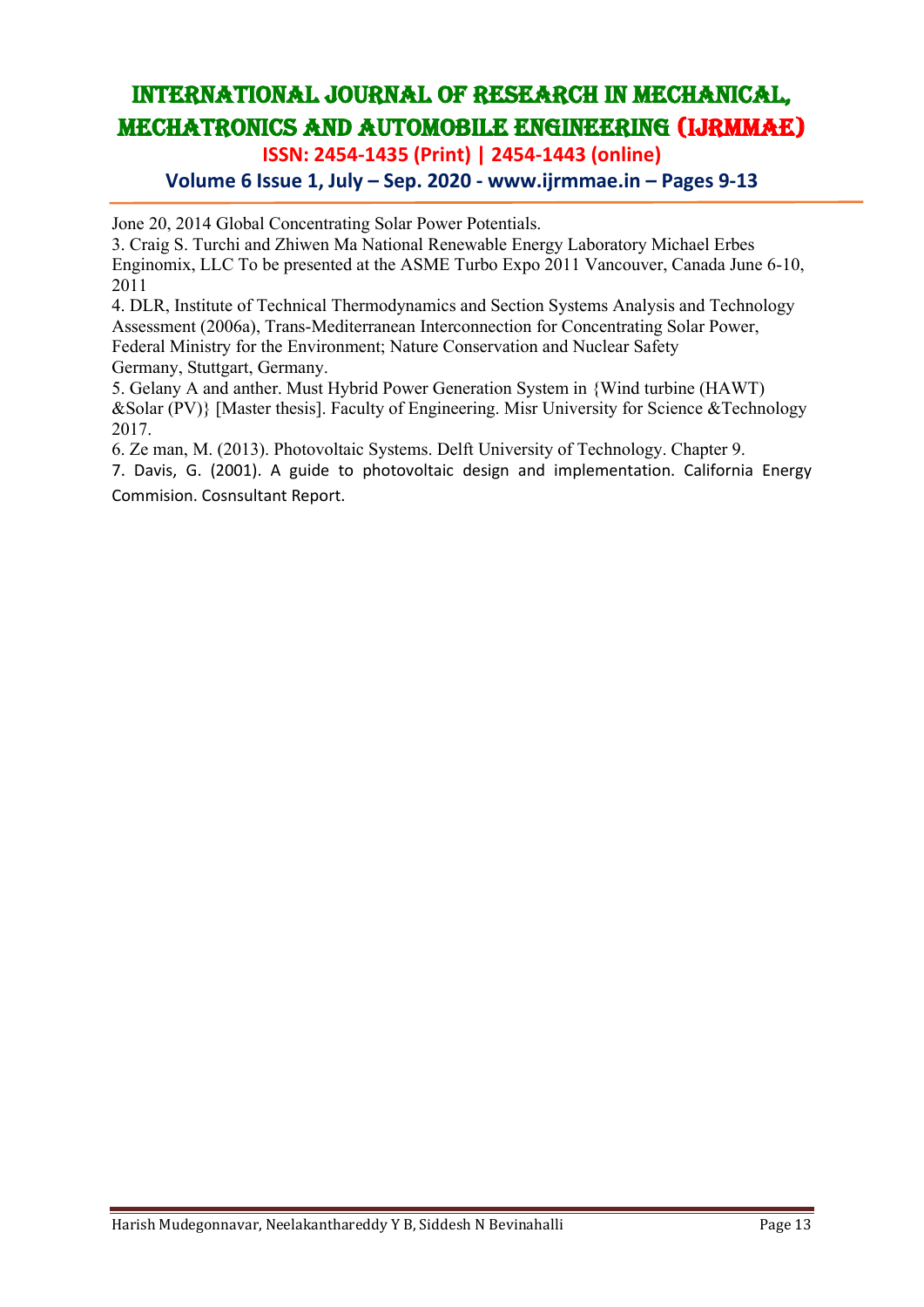Jone 20, 2014 Global Concentrating Solar Power Potentials.

3. Craig S. Turchi and Zhiwen Ma National Renewable Energy Laboratory Michael Erbes Enginomix, LLC To be presented at the ASME Turbo Expo 2011 Vancouver, Canada June 6-10, 2011

4. DLR, Institute of Technical Thermodynamics and Section Systems Analysis and Technology Assessment (2006a), Trans-Mediterranean Interconnection for Concentrating Solar Power, Federal Ministry for the Environment; Nature Conservation and Nuclear Safety Germany, Stuttgart, Germany.

5. Gelany A and anther. Must Hybrid Power Generation System in {Wind turbine (HAWT) &Solar (PV)} [Master thesis]. Faculty of Engineering. Misr University for Science &Technology 2017.

6. Ze man, M. (2013). Photovoltaic Systems. Delft University of Technology. Chapter 9.

7. Davis, G. (2001). A guide to photovoltaic design and implementation. California Energy Commision. Cosnsultant Report.